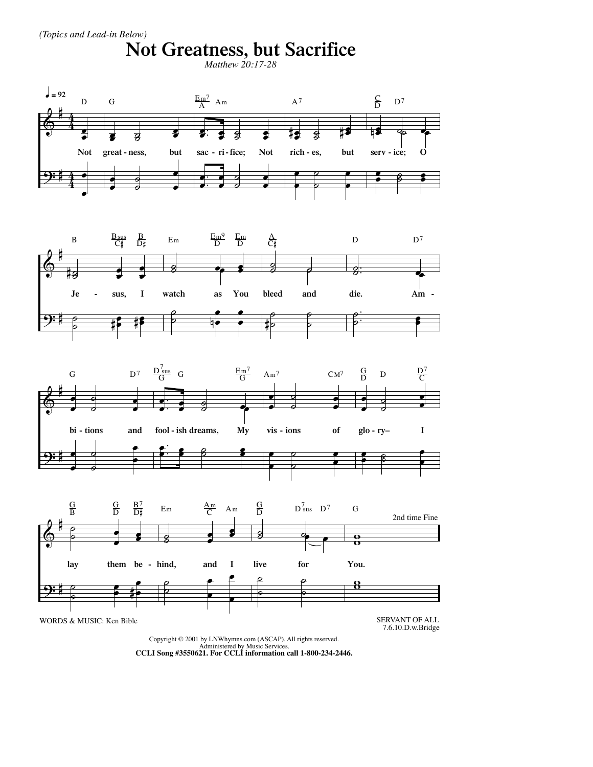*(Topics and Lead-in Below)*

# Not Greatness, but Sacrifice

*Matthew 20:17-28*

Not greatness, but sacrifice; Not riches, but service; O Jesus, I watch as You bleed and die. Ambitions and foolish dreams, My visions of glory– I lay them behind, and I live for You.

2nd time Fine

WORDS & MUSIC: Ken Bible

SERVANT OF ALL
7.6.10.D.w.Bridge

Copyright © 2001 by LNWhymns.com (ASCAP). All rights reserved.
Administered by Music Services.
**CCLI Song #3550621. For CCLI information call 1-800-234-2446.**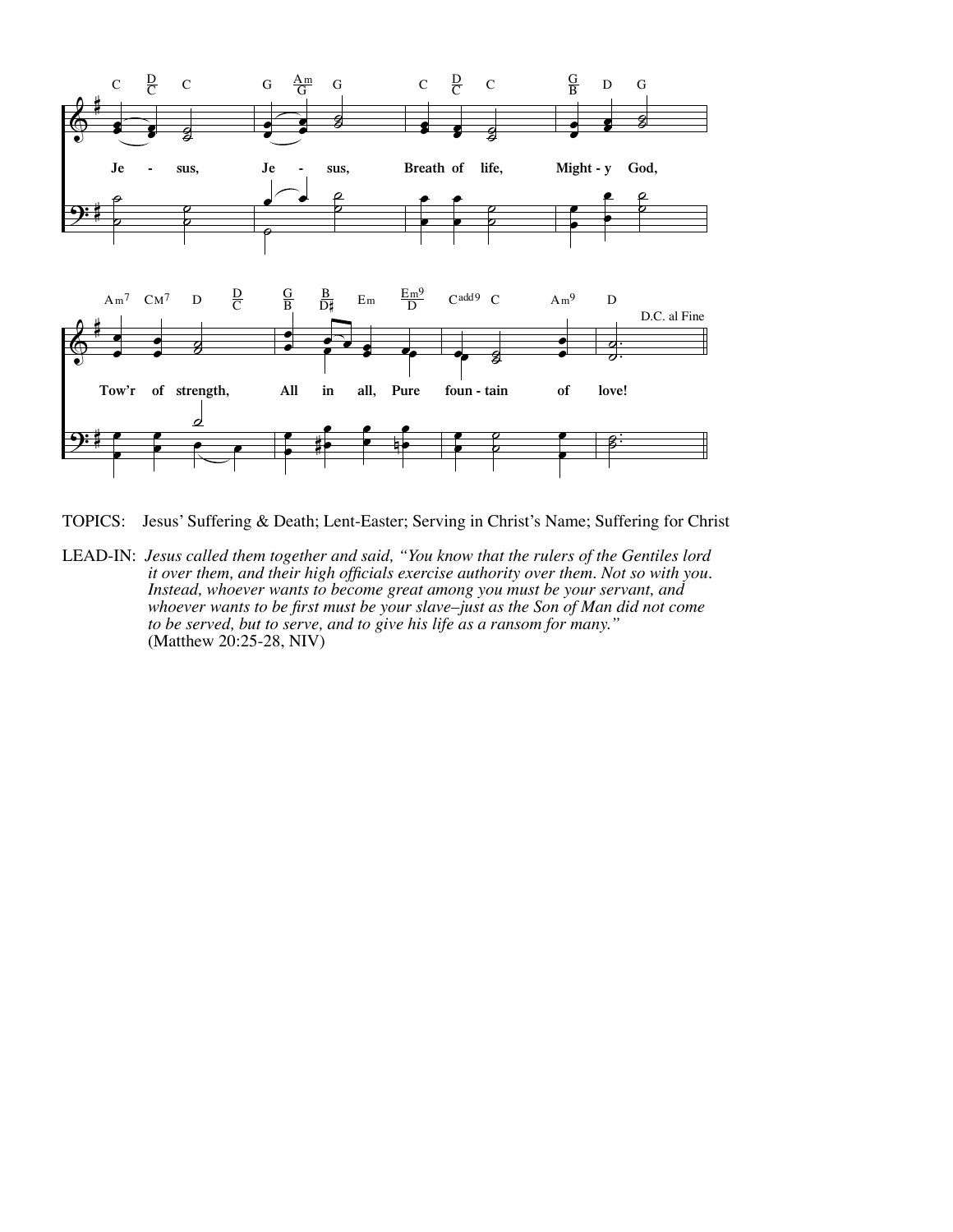TOPICS: Jesus' Suffering & Death; Lent-Easter; Serving in Christ's Name; Suffering for Christ

LEAD-IN: *Jesus called them together and said, "You know that the rulers of the Gentiles lord it over them, and their high officials exercise authority over them. Not so with you. Instead, whoever wants to become great among you must be your servant, and whoever wants to be first must be your slave–just as the Son of Man did not come to be served, but to serve, and to give his life as a ransom for many."* (Matthew 20:25-28, NIV)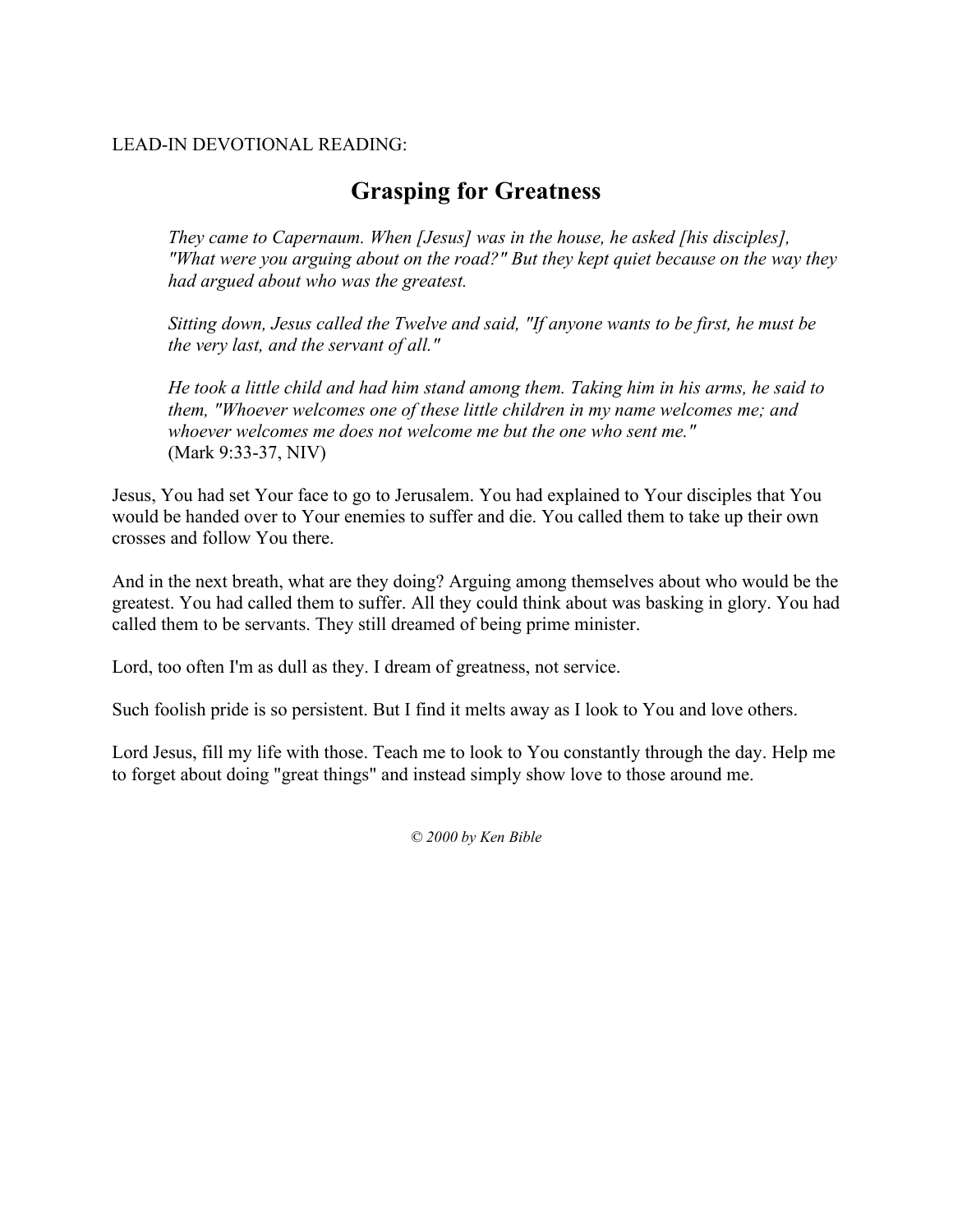LEAD-IN DEVOTIONAL READING:

# Grasping for Greatness

> *They came to Capernaum. When [Jesus] was in the house, he asked [his disciples], "What were you arguing about on the road?" But they kept quiet because on the way they had argued about who was the greatest.*
>
> *Sitting down, Jesus called the Twelve and said, "If anyone wants to be first, he must be the very last, and the servant of all."*
>
> *He took a little child and had him stand among them. Taking him in his arms, he said to them, "Whoever welcomes one of these little children in my name welcomes me; and whoever welcomes me does not welcome me but the one who sent me."*
> (Mark 9:33-37, NIV)

Jesus, You had set Your face to go to Jerusalem. You had explained to Your disciples that You would be handed over to Your enemies to suffer and die. You called them to take up their own crosses and follow You there.

And in the next breath, what are they doing? Arguing among themselves about who would be the greatest. You had called them to suffer. All they could think about was basking in glory. You had called them to be servants. They still dreamed of being prime minister.

Lord, too often I'm as dull as they. I dream of greatness, not service.

Such foolish pride is so persistent. But I find it melts away as I look to You and love others.

Lord Jesus, fill my life with those. Teach me to look to You constantly through the day. Help me to forget about doing "great things" and instead simply show love to those around me.

*© 2000 by Ken Bible*